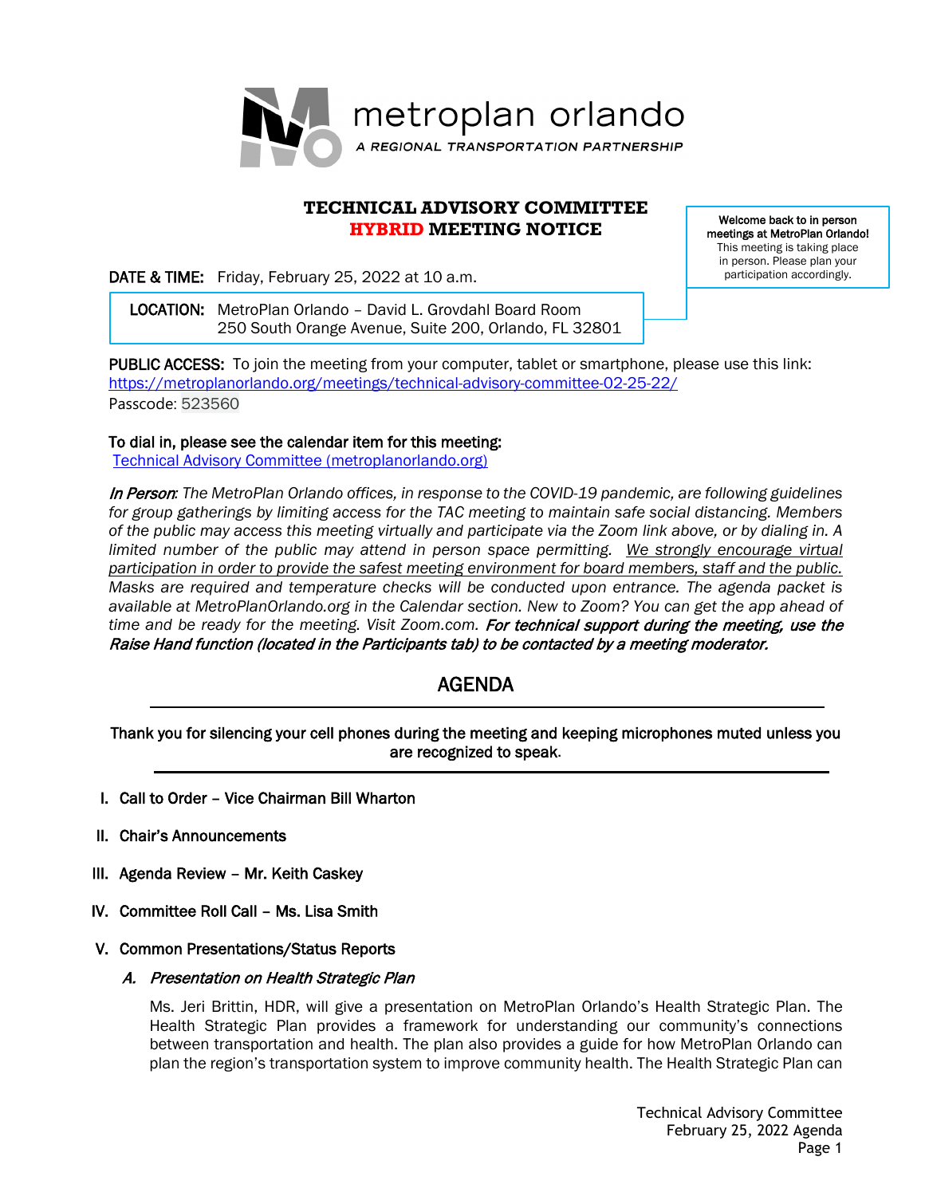metroplan orlando

*A REGIONAL TRANSPORTATION PARTNERSHIP*

# TECHNICAL ADVISORY COMMITTEE
# HYBRID MEETING NOTICE

**Welcome back to in person meetings at MetroPlan Orlando!** This meeting is taking place in person. Please plan your participation accordingly.

**DATE & TIME:** Friday, February 25, 2022 at 10 a.m.

**LOCATION:** MetroPlan Orlando – David L. Grovdahl Board Room
250 South Orange Avenue, Suite 200, Orlando, FL 32801

**PUBLIC ACCESS:** To join the meeting from your computer, tablet or smartphone, please use this link: https://metroplanorlando.org/meetings/technical-advisory-committee-02-25-22/
Passcode: 523560

**To dial in, please see the calendar item for this meeting:**
Technical Advisory Committee (metroplanorlando.org)

***In Person***: *The MetroPlan Orlando offices, in response to the COVID-19 pandemic, are following guidelines for group gatherings by limiting access for the TAC meeting to maintain safe social distancing. Members of the public may access this meeting virtually and participate via the Zoom link above, or by dialing in. A limited number of the public may attend in person space permitting. We strongly encourage virtual participation in order to provide the safest meeting environment for board members, staff and the public. Masks are required and temperature checks will be conducted upon entrance. The agenda packet is available at MetroPlanOrlando.org in the Calendar section. New to Zoom? You can get the app ahead of time and be ready for the meeting. Visit Zoom.com.* ***For technical support during the meeting, use the Raise Hand function (located in the Participants tab) to be contacted by a meeting moderator.***

## AGENDA

**Thank you for silencing your cell phones during the meeting and keeping microphones muted unless you are recognized to speak.**

**I. Call to Order – Vice Chairman Bill Wharton**

**II. Chair's Announcements**

**III. Agenda Review – Mr. Keith Caskey**

**IV. Committee Roll Call – Ms. Lisa Smith**

**V. Common Presentations/Status Reports**

***A. Presentation on Health Strategic Plan***

Ms. Jeri Brittin, HDR, will give a presentation on MetroPlan Orlando's Health Strategic Plan. The Health Strategic Plan provides a framework for understanding our community's connections between transportation and health. The plan also provides a guide for how MetroPlan Orlando can plan the region's transportation system to improve community health. The Health Strategic Plan can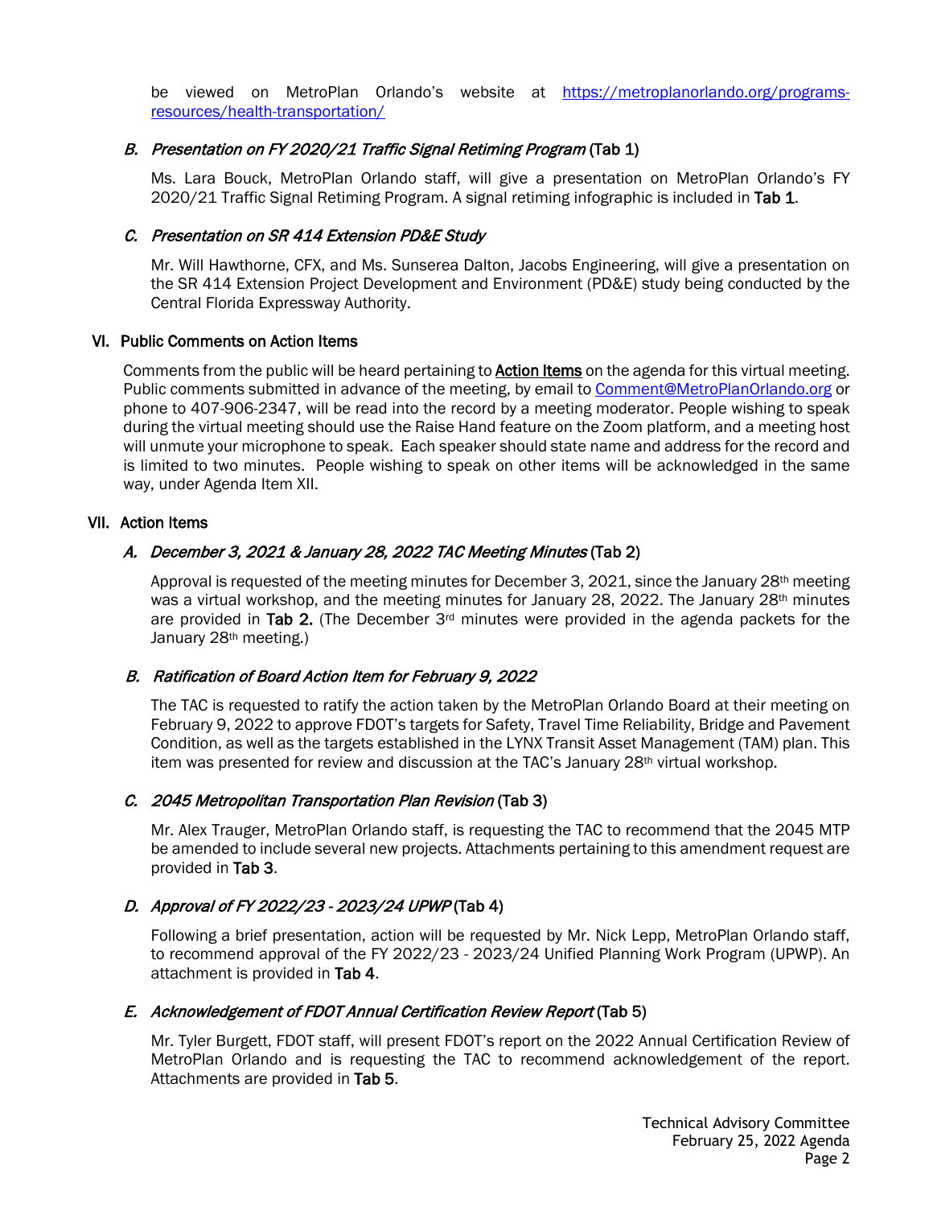be viewed on MetroPlan Orlando's website at [https://metroplanorlando.org/programs-resources/health-transportation/](https://metroplanorlando.org/programs-resources/health-transportation/)

### B. *Presentation on FY 2020/21 Traffic Signal Retiming Program* (Tab 1)

Ms. Lara Bouck, MetroPlan Orlando staff, will give a presentation on MetroPlan Orlando's FY 2020/21 Traffic Signal Retiming Program. A signal retiming infographic is included in **Tab 1**.

### C. *Presentation on SR 414 Extension PD&E Study*

Mr. Will Hawthorne, CFX, and Ms. Sunserea Dalton, Jacobs Engineering, will give a presentation on the SR 414 Extension Project Development and Environment (PD&E) study being conducted by the Central Florida Expressway Authority.

## VI. Public Comments on Action Items

Comments from the public will be heard pertaining to **Action Items** on the agenda for this virtual meeting. Public comments submitted in advance of the meeting, by email to [Comment@MetroPlanOrlando.org](mailto:Comment@MetroPlanOrlando.org) or phone to 407-906-2347, will be read into the record by a meeting moderator. People wishing to speak during the virtual meeting should use the Raise Hand feature on the Zoom platform, and a meeting host will unmute your microphone to speak. Each speaker should state name and address for the record and is limited to two minutes. People wishing to speak on other items will be acknowledged in the same way, under Agenda Item XII.

## VII. Action Items

### A. *December 3, 2021 & January 28, 2022 TAC Meeting Minutes* (Tab 2)

Approval is requested of the meeting minutes for December 3, 2021, since the January 28th meeting was a virtual workshop, and the meeting minutes for January 28, 2022. The January 28th minutes are provided in **Tab 2.** (The December 3rd minutes were provided in the agenda packets for the January 28th meeting.)

### B. *Ratification of Board Action Item for February 9, 2022*

The TAC is requested to ratify the action taken by the MetroPlan Orlando Board at their meeting on February 9, 2022 to approve FDOT's targets for Safety, Travel Time Reliability, Bridge and Pavement Condition, as well as the targets established in the LYNX Transit Asset Management (TAM) plan. This item was presented for review and discussion at the TAC's January 28th virtual workshop.

### C. *2045 Metropolitan Transportation Plan Revision* (Tab 3)

Mr. Alex Trauger, MetroPlan Orlando staff, is requesting the TAC to recommend that the 2045 MTP be amended to include several new projects. Attachments pertaining to this amendment request are provided in **Tab 3**.

### D. *Approval of FY 2022/23 - 2023/24 UPWP* (Tab 4)

Following a brief presentation, action will be requested by Mr. Nick Lepp, MetroPlan Orlando staff, to recommend approval of the FY 2022/23 - 2023/24 Unified Planning Work Program (UPWP). An attachment is provided in **Tab 4**.

### E. *Acknowledgement of FDOT Annual Certification Review Report* (Tab 5)

Mr. Tyler Burgett, FDOT staff, will present FDOT's report on the 2022 Annual Certification Review of MetroPlan Orlando and is requesting the TAC to recommend acknowledgement of the report. Attachments are provided in **Tab 5**.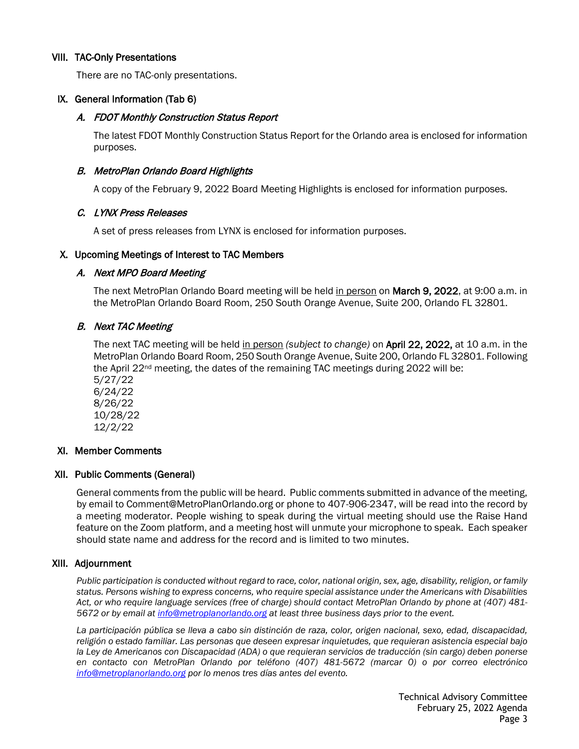## VIII. TAC-Only Presentations

There are no TAC-only presentations.

## IX. General Information (Tab 6)

### *A. FDOT Monthly Construction Status Report*

The latest FDOT Monthly Construction Status Report for the Orlando area is enclosed for information purposes.

### *B. MetroPlan Orlando Board Highlights*

A copy of the February 9, 2022 Board Meeting Highlights is enclosed for information purposes.

### *C. LYNX Press Releases*

A set of press releases from LYNX is enclosed for information purposes.

## X. Upcoming Meetings of Interest to TAC Members

### *A. Next MPO Board Meeting*

The next MetroPlan Orlando Board meeting will be held in person on **March 9, 2022**, at 9:00 a.m. in the MetroPlan Orlando Board Room, 250 South Orange Avenue, Suite 200, Orlando FL 32801.

### *B. Next TAC Meeting*

The next TAC meeting will be held in person *(subject to change)* on **April 22, 2022,** at 10 a.m. in the MetroPlan Orlando Board Room, 250 South Orange Avenue, Suite 200, Orlando FL 32801. Following the April 22nd meeting, the dates of the remaining TAC meetings during 2022 will be:
5/27/22
6/24/22
8/26/22
10/28/22
12/2/22

## XI. Member Comments

## XII. Public Comments (General)

General comments from the public will be heard. Public comments submitted in advance of the meeting, by email to Comment@MetroPlanOrlando.org or phone to 407-906-2347, will be read into the record by a meeting moderator. People wishing to speak during the virtual meeting should use the Raise Hand feature on the Zoom platform, and a meeting host will unmute your microphone to speak. Each speaker should state name and address for the record and is limited to two minutes.

## XIII. Adjournment

*Public participation is conducted without regard to race, color, national origin, sex, age, disability, religion, or family status. Persons wishing to express concerns, who require special assistance under the Americans with Disabilities Act, or who require language services (free of charge) should contact MetroPlan Orlando by phone at (407) 481-5672 or by email at info@metroplanorlando.org at least three business days prior to the event.*

*La participación pública se lleva a cabo sin distinción de raza, color, origen nacional, sexo, edad, discapacidad, religión o estado familiar. Las personas que deseen expresar inquietudes, que requieran asistencia especial bajo la Ley de Americanos con Discapacidad (ADA) o que requieran servicios de traducción (sin cargo) deben ponerse en contacto con MetroPlan Orlando por teléfono (407) 481-5672 (marcar 0) o por correo electrónico info@metroplanorlando.org por lo menos tres días antes del evento.*